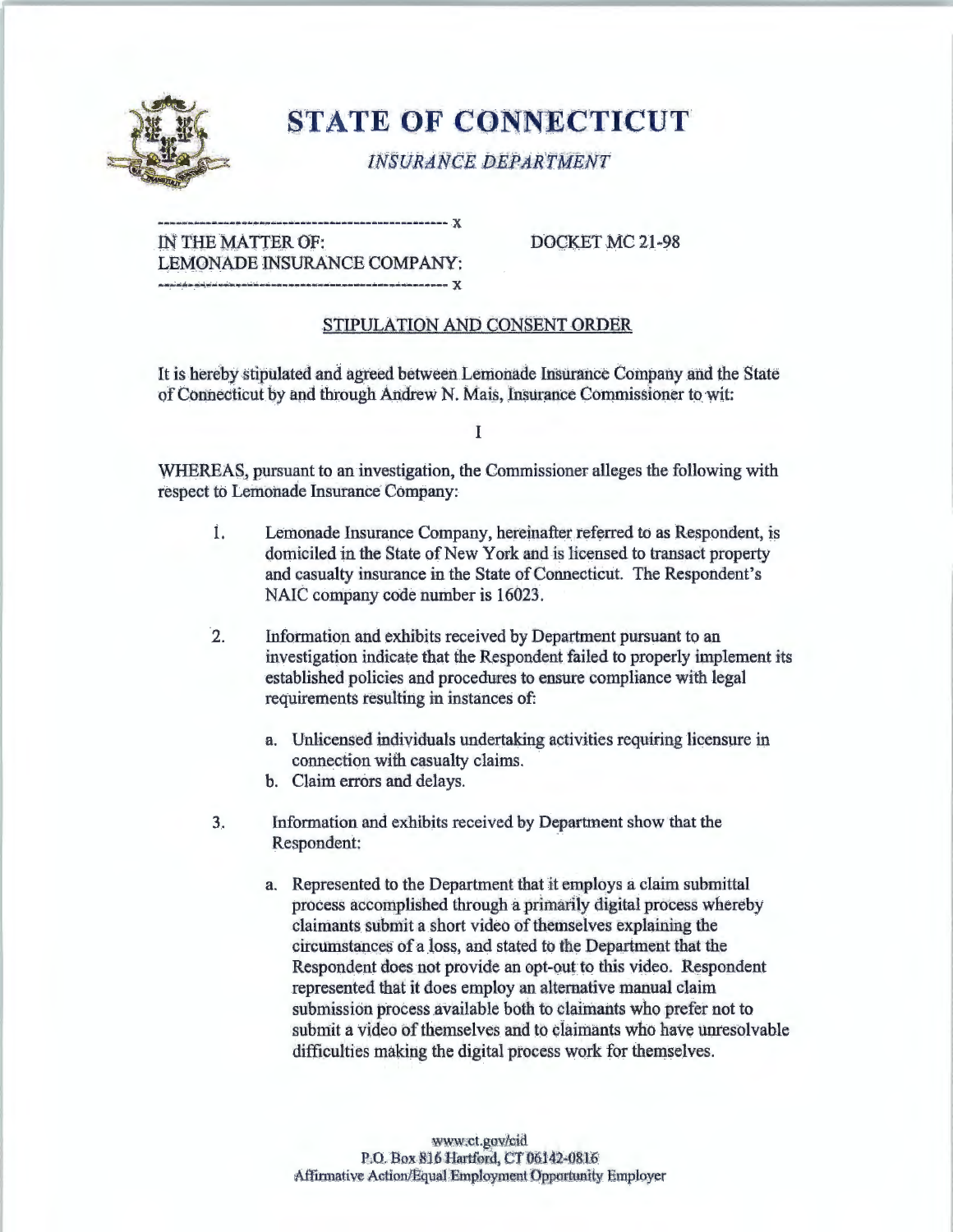# STATE OF CONNECTICUT

*INSURANCE DEPARTMENT*

---

IN THE MATTER OF:
LEMONADE INSURANCE COMPANY:

DOCKET MC 21-98

---

## STIPULATION AND CONSENT ORDER

It is hereby stipulated and agreed between Lemonade Insurance Company and the State of Connecticut by and through Andrew N. Mais, Insurance Commissioner to wit:

I

WHEREAS, pursuant to an investigation, the Commissioner alleges the following with respect to Lemonade Insurance Company:

1. Lemonade Insurance Company, hereinafter referred to as Respondent, is domiciled in the State of New York and is licensed to transact property and casualty insurance in the State of Connecticut. The Respondent's NAIC company code number is 16023.

2. Information and exhibits received by Department pursuant to an investigation indicate that the Respondent failed to properly implement its established policies and procedures to ensure compliance with legal requirements resulting in instances of:

   a. Unlicensed individuals undertaking activities requiring licensure in connection with casualty claims.
   b. Claim errors and delays.

3. Information and exhibits received by Department show that the Respondent:

   a. Represented to the Department that it employs a claim submittal process accomplished through a primarily digital process whereby claimants submit a short video of themselves explaining the circumstances of a loss, and stated to the Department that the Respondent does not provide an opt-out to this video. Respondent represented that it does employ an alternative manual claim submission process available both to claimants who prefer not to submit a video of themselves and to claimants who have unresolvable difficulties making the digital process work for themselves.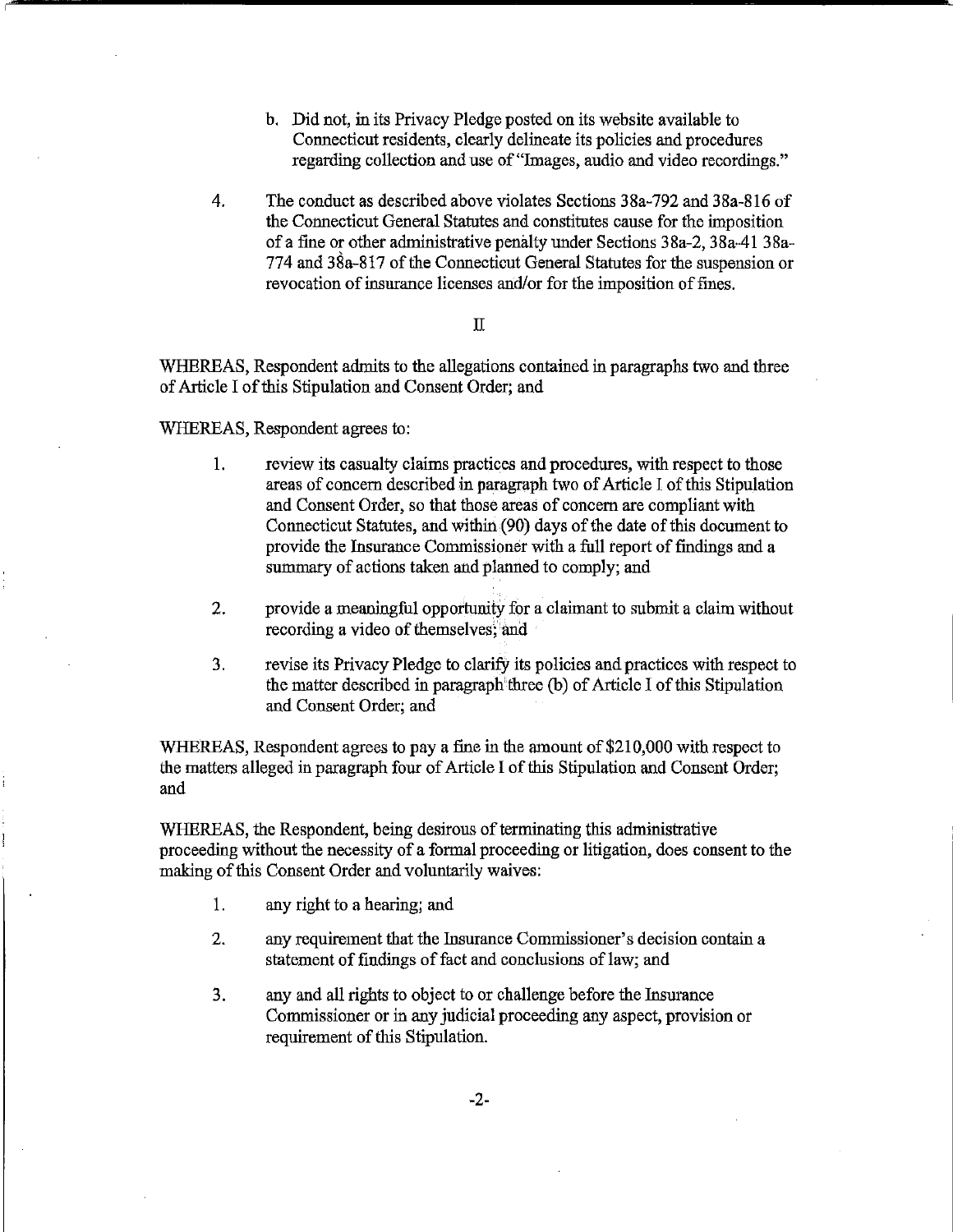b. Did not, in its Privacy Pledge posted on its website available to Connecticut residents, clearly delineate its policies and procedures regarding collection and use of "Images, audio and video recordings."

4. The conduct as described above violates Sections 38a-792 and 38a-816 of the Connecticut General Statutes and constitutes cause for the imposition of a fine or other administrative penalty under Sections 38a-2, 38a-41 38a-774 and 38a-817 of the Connecticut General Statutes for the suspension or revocation of insurance licenses and/or for the imposition of fines.

## II

WHEREAS, Respondent admits to the allegations contained in paragraphs two and three of Article I of this Stipulation and Consent Order; and

WHEREAS, Respondent agrees to:

1. review its casualty claims practices and procedures, with respect to those areas of concern described in paragraph two of Article I of this Stipulation and Consent Order, so that those areas of concern are compliant with Connecticut Statutes, and within (90) days of the date of this document to provide the Insurance Commissioner with a full report of findings and a summary of actions taken and planned to comply; and

2. provide a meaningful opportunity for a claimant to submit a claim without recording a video of themselves; and

3. revise its Privacy Pledge to clarify its policies and practices with respect to the matter described in paragraph three (b) of Article I of this Stipulation and Consent Order; and

WHEREAS, Respondent agrees to pay a fine in the amount of $210,000 with respect to the matters alleged in paragraph four of Article I of this Stipulation and Consent Order; and

WHEREAS, the Respondent, being desirous of terminating this administrative proceeding without the necessity of a formal proceeding or litigation, does consent to the making of this Consent Order and voluntarily waives:

1. any right to a hearing; and

2. any requirement that the Insurance Commissioner's decision contain a statement of findings of fact and conclusions of law; and

3. any and all rights to object to or challenge before the Insurance Commissioner or in any judicial proceeding any aspect, provision or requirement of this Stipulation.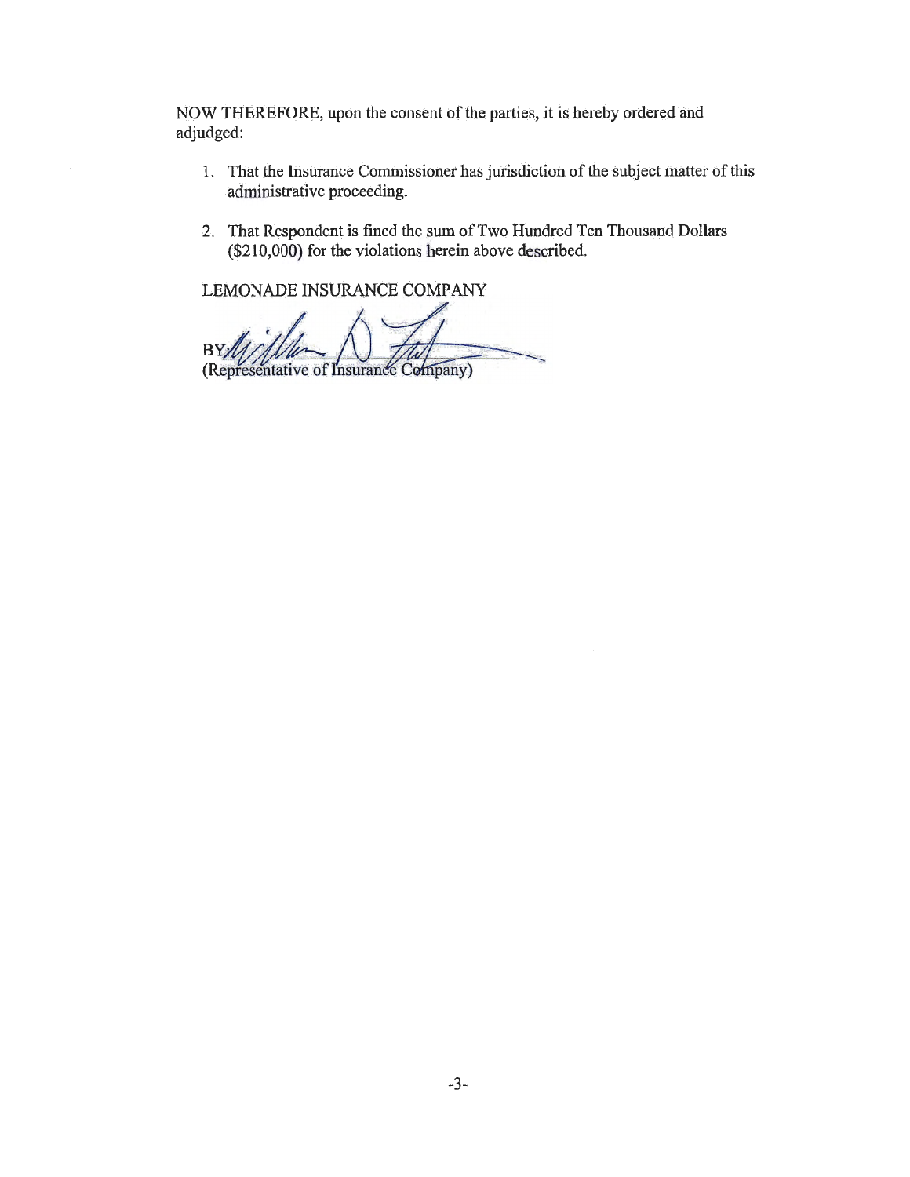NOW THEREFORE, upon the consent of the parties, it is hereby ordered and adjudged:

1. That the Insurance Commissioner has jurisdiction of the subject matter of this administrative proceeding.

2. That Respondent is fined the sum of Two Hundred Ten Thousand Dollars ($210,000) for the violations herein above described.

LEMONADE INSURANCE COMPANY

BY: ______________________
(Representative of Insurance Company)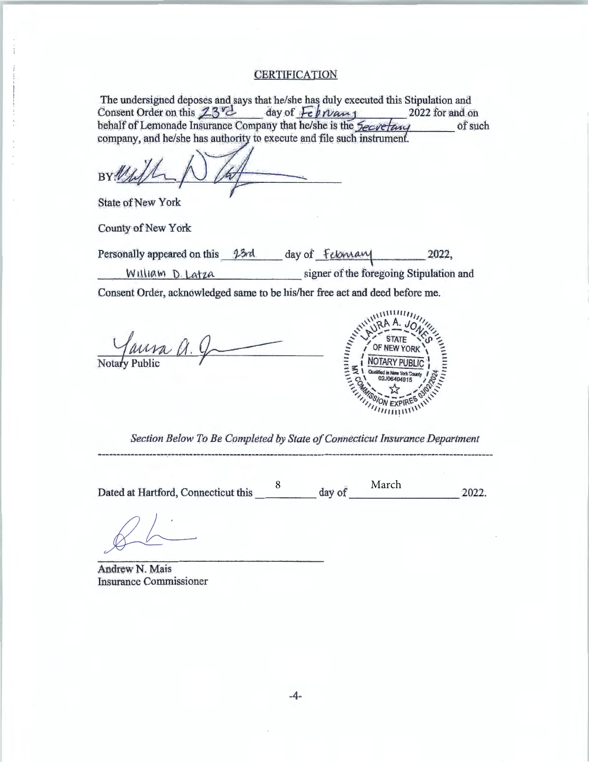## CERTIFICATION

The undersigned deposes and says that he/she has duly executed this Stipulation and Consent Order on this 23rd day of February 2022 for and on behalf of Lemonade Insurance Company that he/she is the Secretary of such company, and he/she has authority to execute and file such instrument.

BY: ______________________________

State of New York

County of New York

Personally appeared on this 23rd day of February 2022, William D. Latza signer of the foregoing Stipulation and Consent Order, acknowledged same to be his/her free act and deed before me.

______________________________
Notary Public

LAURA A. JONES
STATE OF NEW YORK
NOTARY PUBLIC
Qualified in New York County
02JO6404915
MY COMMISSION EXPIRES 03/02/2024

*Section Below To Be Completed by State of Connecticut Insurance Department*

---

Dated at Hartford, Connecticut this 8 day of March 2022.

______________________________
Andrew N. Mais
Insurance Commissioner